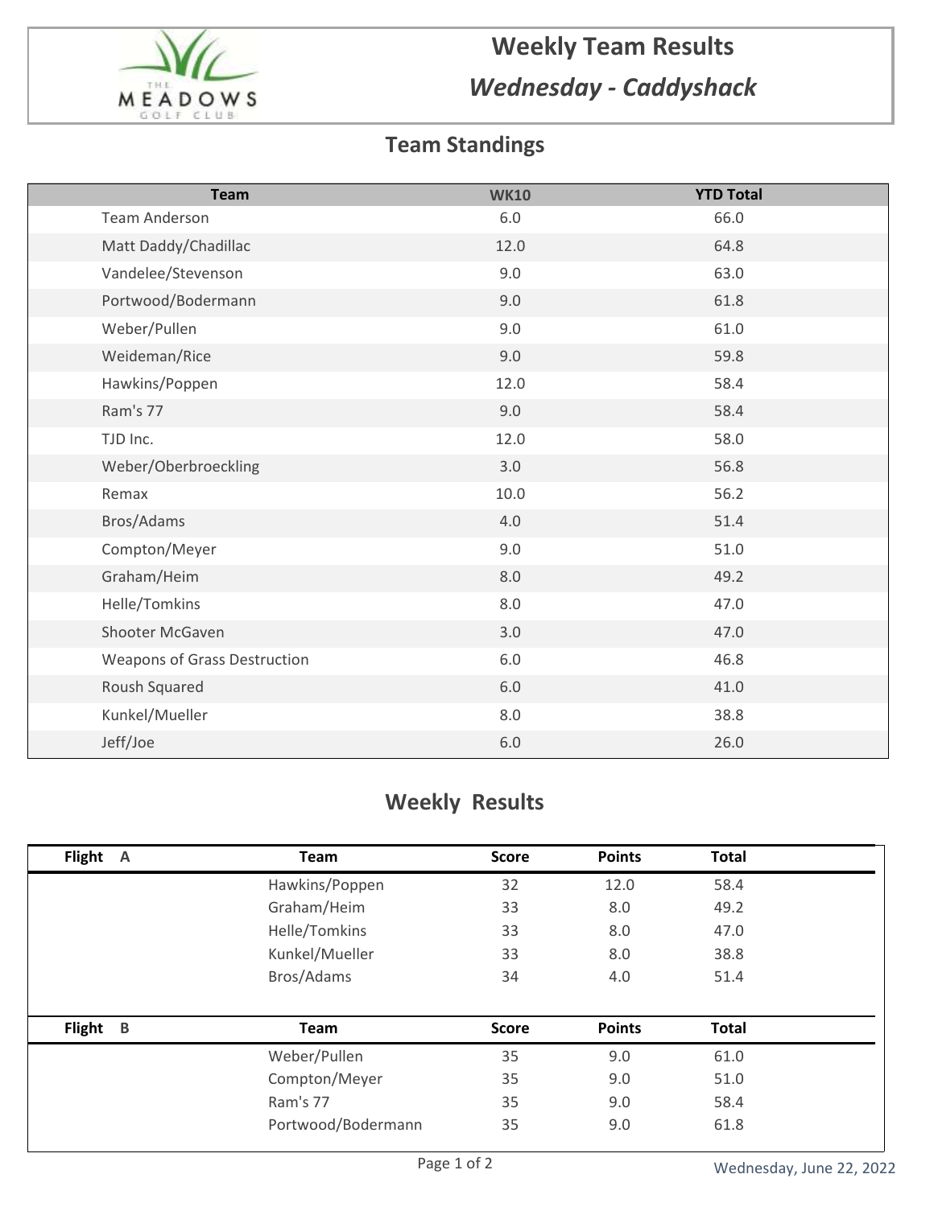# Weekly Team Results

## *Wednesday - Caddyshack*

## Team Standings

| Team | WK10 | YTD Total |
|---|---|---|
| Team Anderson | 6.0 | 66.0 |
| Matt Daddy/Chadillac | 12.0 | 64.8 |
| Vandelee/Stevenson | 9.0 | 63.0 |
| Portwood/Bodermann | 9.0 | 61.8 |
| Weber/Pullen | 9.0 | 61.0 |
| Weideman/Rice | 9.0 | 59.8 |
| Hawkins/Poppen | 12.0 | 58.4 |
| Ram's 77 | 9.0 | 58.4 |
| TJD Inc. | 12.0 | 58.0 |
| Weber/Oberbroeckling | 3.0 | 56.8 |
| Remax | 10.0 | 56.2 |
| Bros/Adams | 4.0 | 51.4 |
| Compton/Meyer | 9.0 | 51.0 |
| Graham/Heim | 8.0 | 49.2 |
| Helle/Tomkins | 8.0 | 47.0 |
| Shooter McGaven | 3.0 | 47.0 |
| Weapons of Grass Destruction | 6.0 | 46.8 |
| Roush Squared | 6.0 | 41.0 |
| Kunkel/Mueller | 8.0 | 38.8 |
| Jeff/Joe | 6.0 | 26.0 |

## Weekly Results

| Flight A | Team | Score | Points | Total |
|---|---|---|---|---|
| | Hawkins/Poppen | 32 | 12.0 | 58.4 |
| | Graham/Heim | 33 | 8.0 | 49.2 |
| | Helle/Tomkins | 33 | 8.0 | 47.0 |
| | Kunkel/Mueller | 33 | 8.0 | 38.8 |
| | Bros/Adams | 34 | 4.0 | 51.4 |

| Flight B | Team | Score | Points | Total |
|---|---|---|---|---|
| | Weber/Pullen | 35 | 9.0 | 61.0 |
| | Compton/Meyer | 35 | 9.0 | 51.0 |
| | Ram's 77 | 35 | 9.0 | 58.4 |
| | Portwood/Bodermann | 35 | 9.0 | 61.8 |

Wednesday, June 22, 2022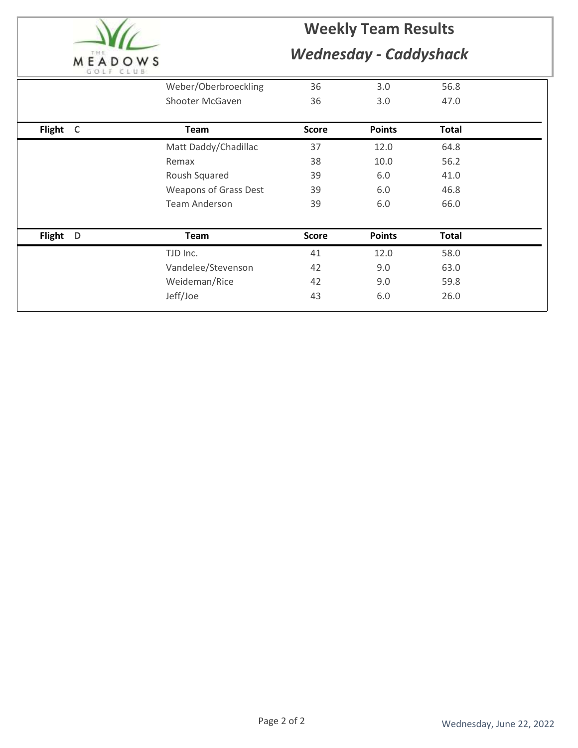# Weekly Team Results

## *Wednesday - Caddyshack*

| | Team | Score | Points | Total |
|---|---|---|---|---|
| | Weber/Oberbroeckling | 36 | 3.0 | 56.8 |
| | Shooter McGaven | 36 | 3.0 | 47.0 |

| Flight C | Team | Score | Points | Total |
|---|---|---|---|---|
| | Matt Daddy/Chadillac | 37 | 12.0 | 64.8 |
| | Remax | 38 | 10.0 | 56.2 |
| | Roush Squared | 39 | 6.0 | 41.0 |
| | Weapons of Grass Dest | 39 | 6.0 | 46.8 |
| | Team Anderson | 39 | 6.0 | 66.0 |

| Flight D | Team | Score | Points | Total |
|---|---|---|---|---|
| | TJD Inc. | 41 | 12.0 | 58.0 |
| | Vandelee/Stevenson | 42 | 9.0 | 63.0 |
| | Weideman/Rice | 42 | 9.0 | 59.8 |
| | Jeff/Joe | 43 | 6.0 | 26.0 |

Wednesday, June 22, 2022